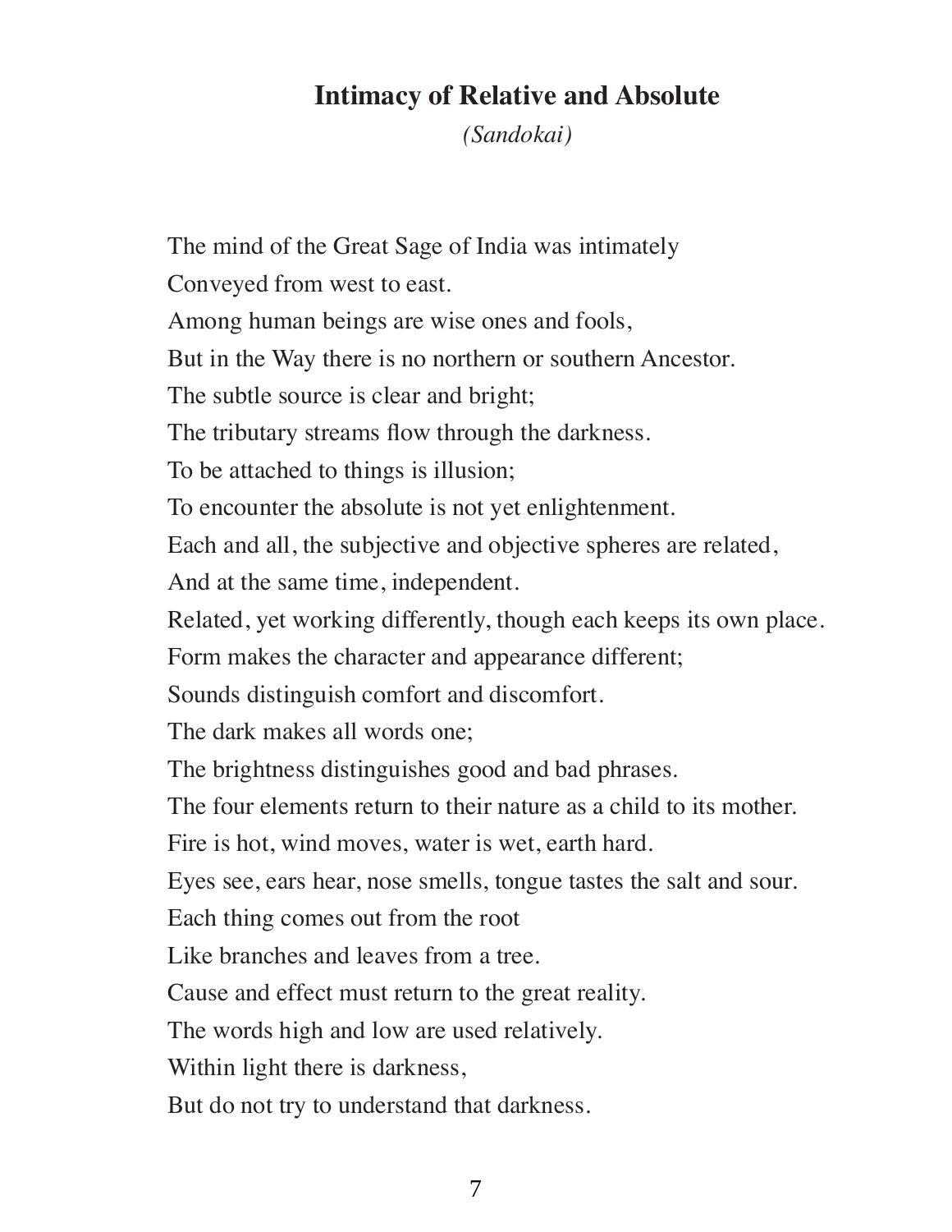# Intimacy of Relative and Absolute

*(Sandokai)*

The mind of the Great Sage of India was intimately
Conveyed from west to east.
Among human beings are wise ones and fools,
But in the Way there is no northern or southern Ancestor.
The subtle source is clear and bright;
The tributary streams flow through the darkness.
To be attached to things is illusion;
To encounter the absolute is not yet enlightenment.
Each and all, the subjective and objective spheres are related,
And at the same time, independent.
Related, yet working differently, though each keeps its own place.
Form makes the character and appearance different;
Sounds distinguish comfort and discomfort.
The dark makes all words one;
The brightness distinguishes good and bad phrases.
The four elements return to their nature as a child to its mother.
Fire is hot, wind moves, water is wet, earth hard.
Eyes see, ears hear, nose smells, tongue tastes the salt and sour.
Each thing comes out from the root
Like branches and leaves from a tree.
Cause and effect must return to the great reality.
The words high and low are used relatively.
Within light there is darkness,
But do not try to understand that darkness.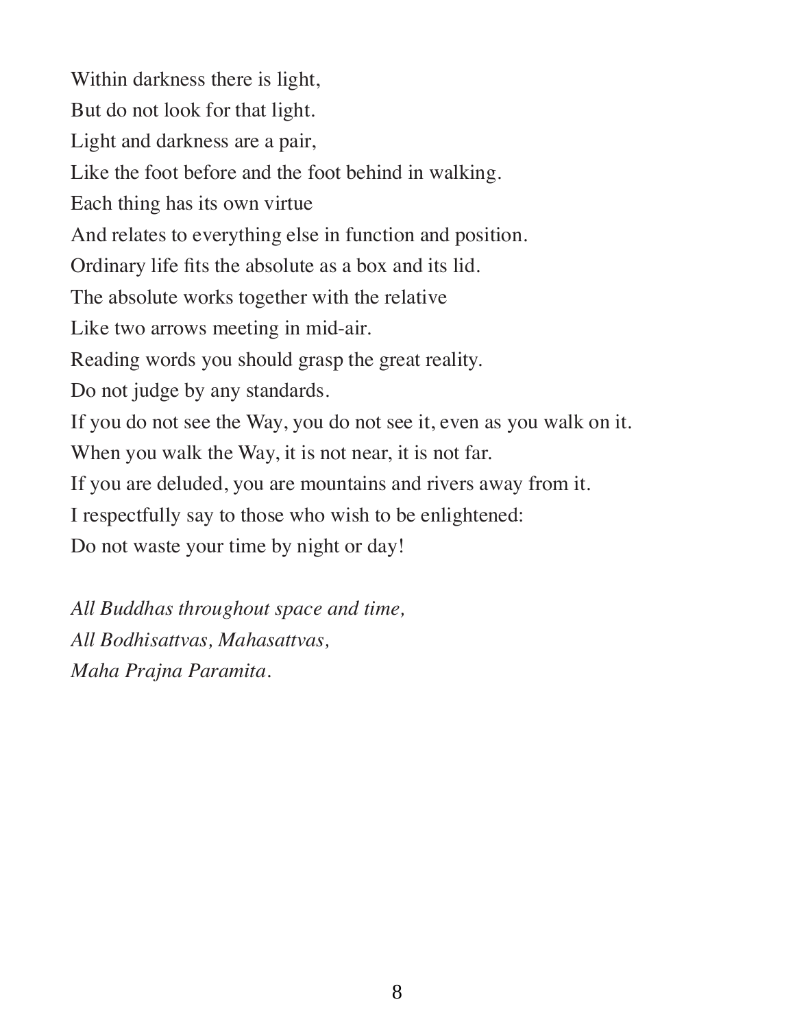Within darkness there is light,
But do not look for that light.
Light and darkness are a pair,
Like the foot before and the foot behind in walking.
Each thing has its own virtue
And relates to everything else in function and position.
Ordinary life fits the absolute as a box and its lid.
The absolute works together with the relative
Like two arrows meeting in mid-air.
Reading words you should grasp the great reality.
Do not judge by any standards.
If you do not see the Way, you do not see it, even as you walk on it.
When you walk the Way, it is not near, it is not far.
If you are deluded, you are mountains and rivers away from it.
I respectfully say to those who wish to be enlightened:
Do not waste your time by night or day!

*All Buddhas throughout space and time,*
*All Bodhisattvas, Mahasattvas,*
*Maha Prajna Paramita.*